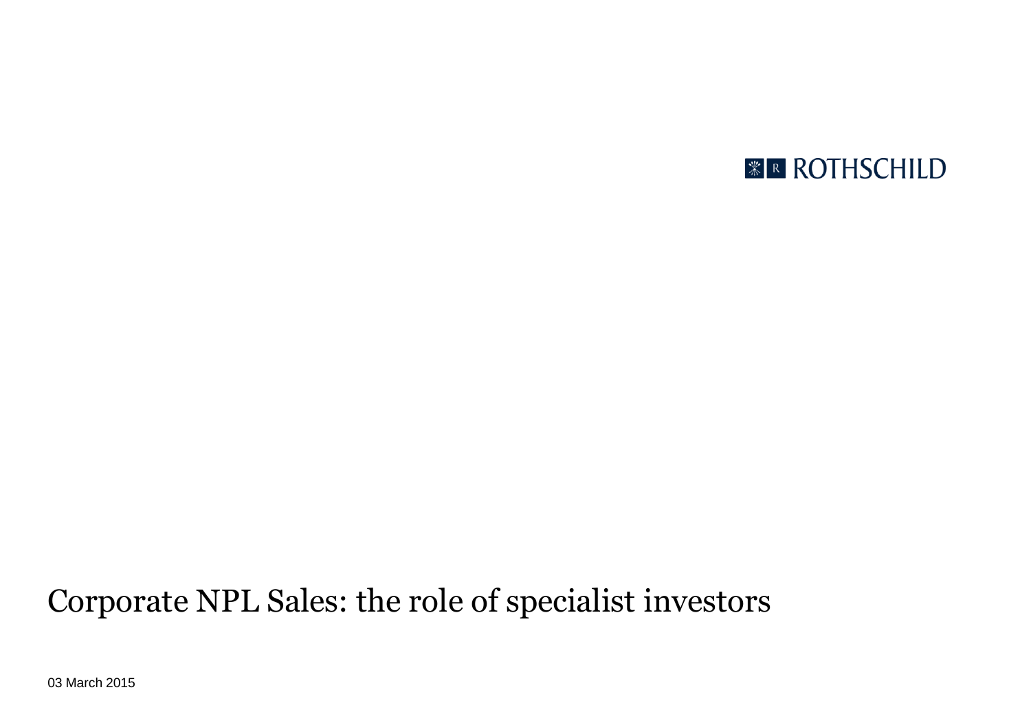ROTHSCHILD

# Corporate NPL Sales: the role of specialist investors

03 March 2015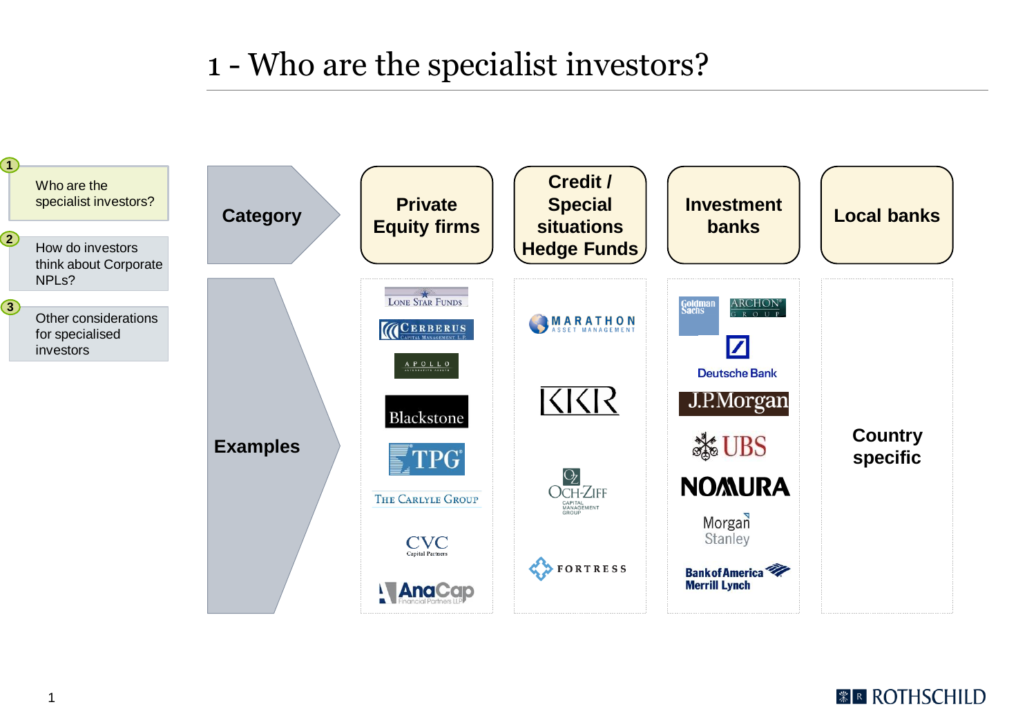# 1 - Who are the specialist investors?

1. Who are the specialist investors?
2. How do investors think about Corporate NPLs?
3. Other considerations for specialised investors

| Category | Private Equity firms | Credit / Special situations Hedge Funds | Investment banks | Local banks |
|---|---|---|---|---|
| Examples | Lone Star Funds, Cerberus Capital Management, L.P., Apollo, Blackstone, TPG, The Carlyle Group, CVC Capital Partners, AnaCap Financial Partners LLP | Marathon Asset Management, KKR, Och-Ziff Capital Management Group, Fortress | Goldman Sachs, Archon Group, Deutsche Bank, J.P.Morgan, UBS, Nomura, Morgan Stanley, Bank of America Merrill Lynch | Country specific |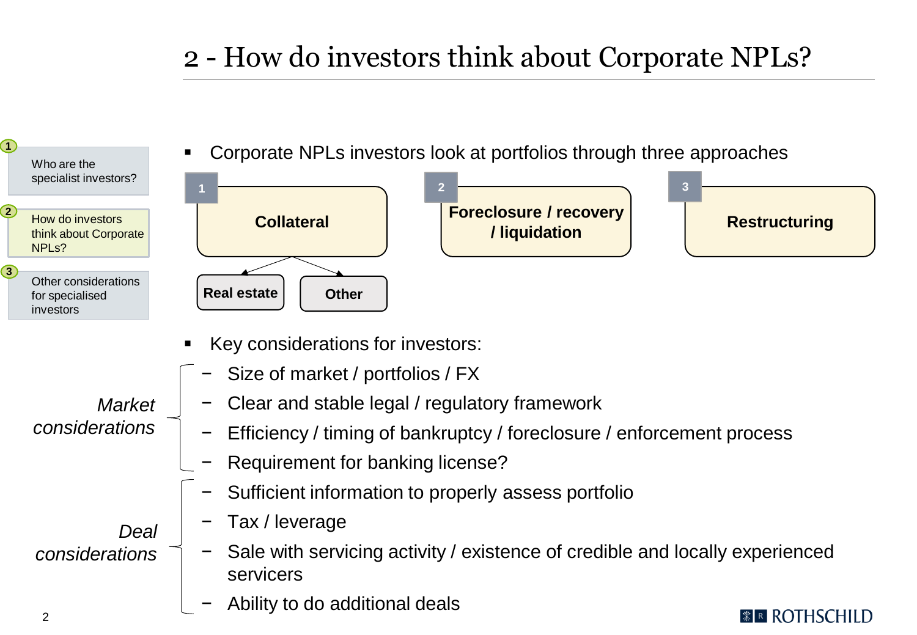# 2 - How do investors think about Corporate NPLs?

1. Who are the specialist investors?
2. How do investors think about Corporate NPLs?
3. Other considerations for specialised investors

- Corporate NPLs investors look at portfolios through three approaches

1. **Collateral**
   - **Real estate**
   - **Other**
2. **Foreclosure / recovery / liquidation**
3. **Restructuring**

- Key considerations for investors:

*Market considerations*
  - Size of market / portfolios / FX
  - Clear and stable legal / regulatory framework
  - Efficiency / timing of bankruptcy / foreclosure / enforcement process
  - Requirement for banking license?

*Deal considerations*
  - Sufficient information to properly assess portfolio
  - Tax / leverage
  - Sale with servicing activity / existence of credible and locally experienced servicers
  - Ability to do additional deals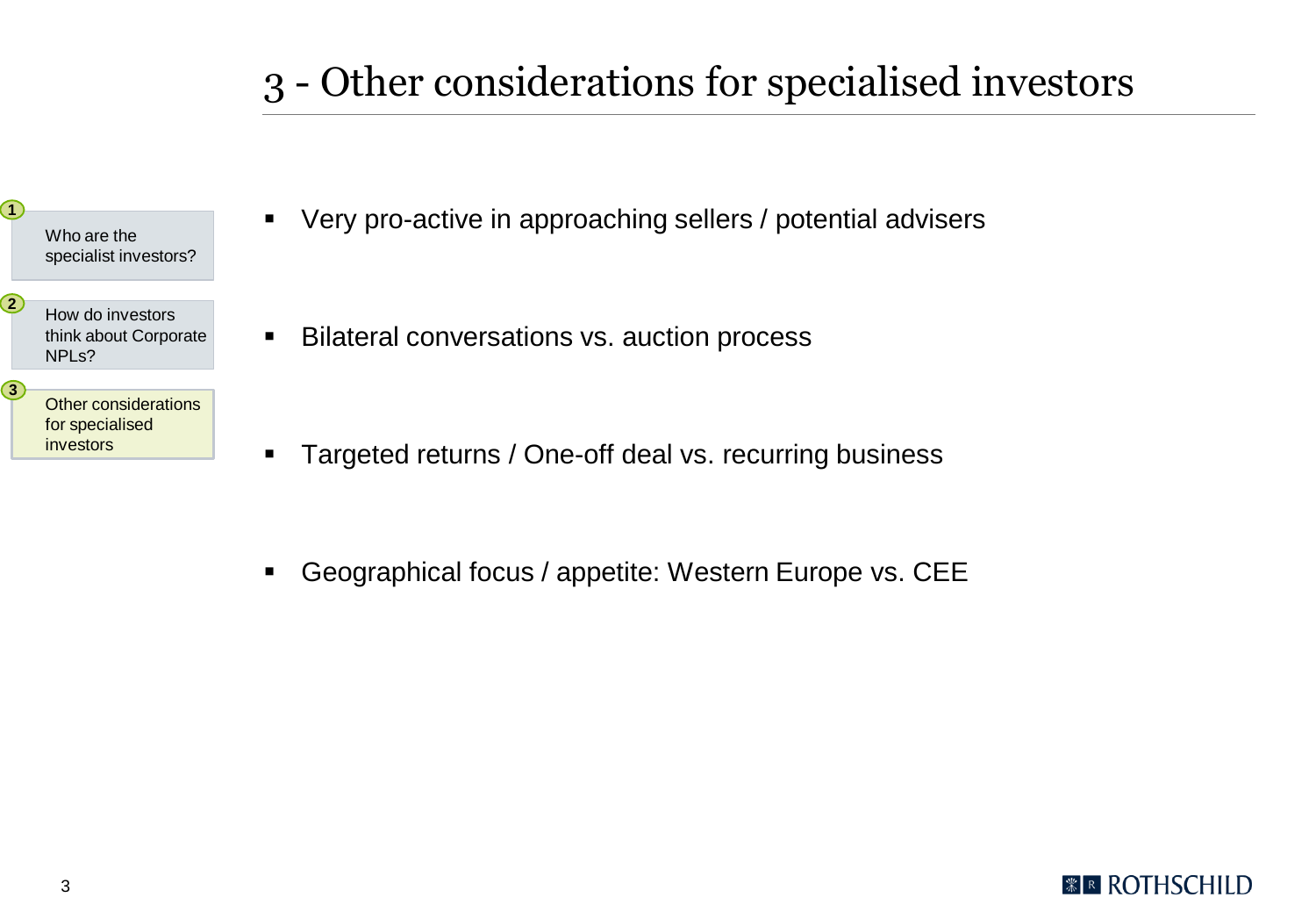# 3 - Other considerations for specialised investors

1. Who are the specialist investors?
2. How do investors think about Corporate NPLs?
3. Other considerations for specialised investors

- Very pro-active in approaching sellers / potential advisers
- Bilateral conversations vs. auction process
- Targeted returns / One-off deal vs. recurring business
- Geographical focus / appetite: Western Europe vs. CEE